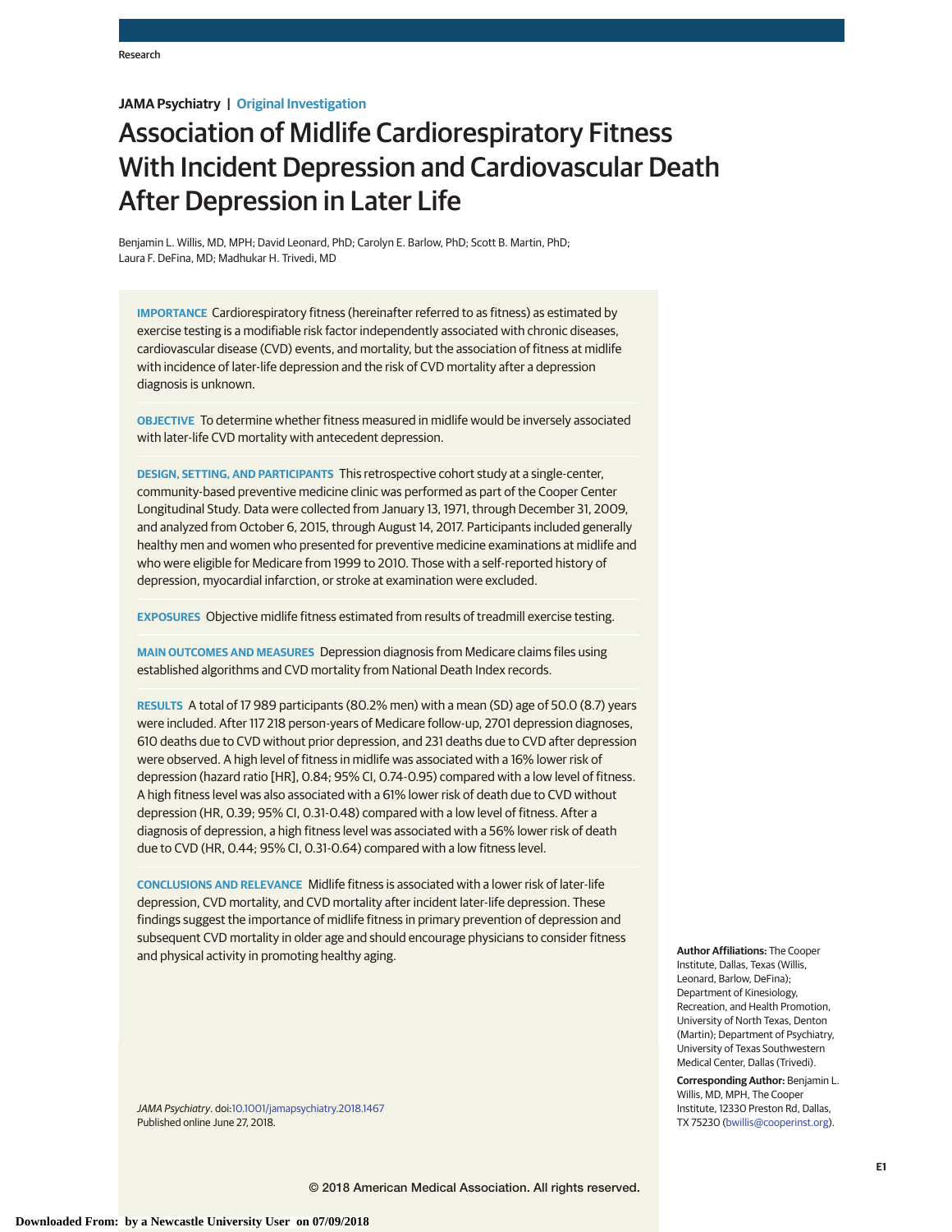JAMA Psychiatry | Original Investigation

# Association of Midlife Cardiorespiratory Fitness With Incident Depression and Cardiovascular Death After Depression in Later Life

Benjamin L. Willis, MD, MPH; David Leonard, PhD; Carolyn E. Barlow, PhD; Scott B. Martin, PhD; Laura F. DeFina, MD; Madhukar H. Trivedi, MD

**IMPORTANCE** Cardiorespiratory fitness (hereinafter referred to as fitness) as estimated by exercise testing is a modifiable risk factor independently associated with chronic diseases, cardiovascular disease (CVD) events, and mortality, but the association of fitness at midlife with incidence of later-life depression and the risk of CVD mortality after a depression diagnosis is unknown.

**OBJECTIVE** To determine whether fitness measured in midlife would be inversely associated with later-life CVD mortality with antecedent depression.

**DESIGN, SETTING, AND PARTICIPANTS** This retrospective cohort study at a single-center, community-based preventive medicine clinic was performed as part of the Cooper Center Longitudinal Study. Data were collected from January 13, 1971, through December 31, 2009, and analyzed from October 6, 2015, through August 14, 2017. Participants included generally healthy men and women who presented for preventive medicine examinations at midlife and who were eligible for Medicare from 1999 to 2010. Those with a self-reported history of depression, myocardial infarction, or stroke at examination were excluded.

**EXPOSURES** Objective midlife fitness estimated from results of treadmill exercise testing.

**MAIN OUTCOMES AND MEASURES** Depression diagnosis from Medicare claims files using established algorithms and CVD mortality from National Death Index records.

**RESULTS** A total of 17 989 participants (80.2% men) with a mean (SD) age of 50.0 (8.7) years were included. After 117 218 person-years of Medicare follow-up, 2701 depression diagnoses, 610 deaths due to CVD without prior depression, and 231 deaths due to CVD after depression were observed. A high level of fitness in midlife was associated with a 16% lower risk of depression (hazard ratio [HR], 0.84; 95% CI, 0.74-0.95) compared with a low level of fitness. A high fitness level was also associated with a 61% lower risk of death due to CVD without depression (HR, 0.39; 95% CI, 0.31-0.48) compared with a low level of fitness. After a diagnosis of depression, a high fitness level was associated with a 56% lower risk of death due to CVD (HR, 0.44; 95% CI, 0.31-0.64) compared with a low fitness level.

**CONCLUSIONS AND RELEVANCE** Midlife fitness is associated with a lower risk of later-life depression, CVD mortality, and CVD mortality after incident later-life depression. These findings suggest the importance of midlife fitness in primary prevention of depression and subsequent CVD mortality in older age and should encourage physicians to consider fitness and physical activity in promoting healthy aging.

*JAMA Psychiatry*. doi:10.1001/jamapsychiatry.2018.1467
Published online June 27, 2018.

**Author Affiliations:** The Cooper Institute, Dallas, Texas (Willis, Leonard, Barlow, DeFina); Department of Kinesiology, Recreation, and Health Promotion, University of North Texas, Denton (Martin); Department of Psychiatry, University of Texas Southwestern Medical Center, Dallas (Trivedi).

**Corresponding Author:** Benjamin L. Willis, MD, MPH, The Cooper Institute, 12330 Preston Rd, Dallas, TX 75230 (bwillis@cooperinst.org).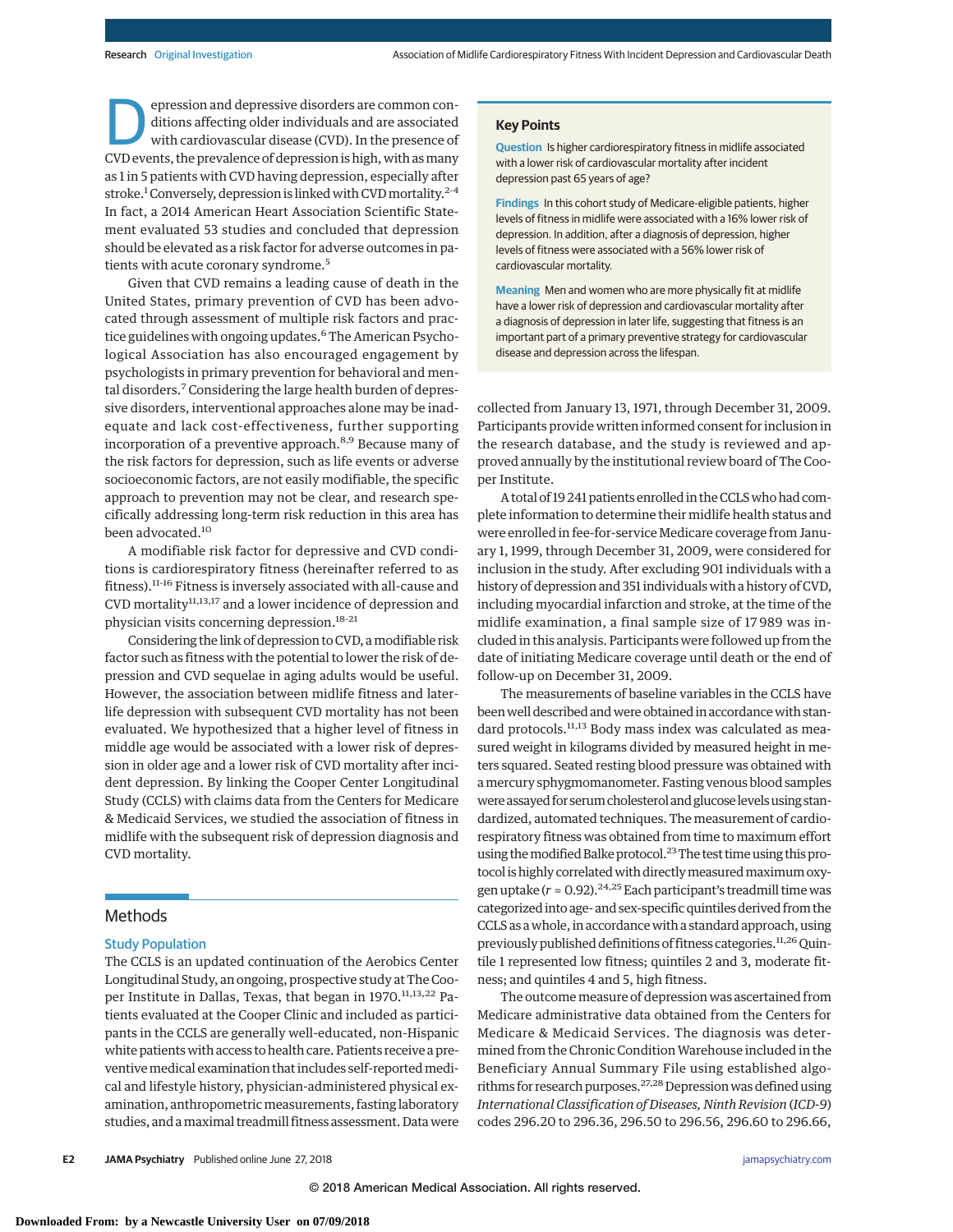Depression and depressive disorders are common conditions affecting older individuals and are associated with cardiovascular disease (CVD). In the presence of CVD events, the prevalence of depression is high, with as many as 1 in 5 patients with CVD having depression, especially after stroke.[1] Conversely, depression is linked with CVD mortality.[2-4] In fact, a 2014 American Heart Association Scientific Statement evaluated 53 studies and concluded that depression should be elevated as a risk factor for adverse outcomes in patients with acute coronary syndrome.[5]

Given that CVD remains a leading cause of death in the United States, primary prevention of CVD has been advocated through assessment of multiple risk factors and practice guidelines with ongoing updates.[6] The American Psychological Association has also encouraged engagement by psychologists in primary prevention for behavioral and mental disorders.[7] Considering the large health burden of depressive disorders, interventional approaches alone may be inadequate and lack cost-effectiveness, further supporting incorporation of a preventive approach.[8,9] Because many of the risk factors for depression, such as life events or adverse socioeconomic factors, are not easily modifiable, the specific approach to prevention may not be clear, and research specifically addressing long-term risk reduction in this area has been advocated.[10]

A modifiable risk factor for depressive and CVD conditions is cardiorespiratory fitness (hereinafter referred to as fitness).[11-16] Fitness is inversely associated with all-cause and CVD mortality[11,13,17] and a lower incidence of depression and physician visits concerning depression.[18-21]

Considering the link of depression to CVD, a modifiable risk factor such as fitness with the potential to lower the risk of depression and CVD sequelae in aging adults would be useful. However, the association between midlife fitness and later-life depression with subsequent CVD mortality has not been evaluated. We hypothesized that a higher level of fitness in middle age would be associated with a lower risk of depression in older age and a lower risk of CVD mortality after incident depression. By linking the Cooper Center Longitudinal Study (CCLS) with claims data from the Centers for Medicare & Medicaid Services, we studied the association of fitness in midlife with the subsequent risk of depression diagnosis and CVD mortality.

## Key Points

**Question** Is higher cardiorespiratory fitness in midlife associated with a lower risk of cardiovascular mortality after incident depression past 65 years of age?

**Findings** In this cohort study of Medicare-eligible patients, higher levels of fitness in midlife were associated with a 16% lower risk of depression. In addition, after a diagnosis of depression, higher levels of fitness were associated with a 56% lower risk of cardiovascular mortality.

**Meaning** Men and women who are more physically fit at midlife have a lower risk of depression and cardiovascular mortality after a diagnosis of depression in later life, suggesting that fitness is an important part of a primary preventive strategy for cardiovascular disease and depression across the lifespan.

## Methods

### Study Population

The CCLS is an updated continuation of the Aerobics Center Longitudinal Study, an ongoing, prospective study at The Cooper Institute in Dallas, Texas, that began in 1970.[11,13,22] Patients evaluated at the Cooper Clinic and included as participants in the CCLS are generally well-educated, non-Hispanic white patients with access to health care. Patients receive a preventive medical examination that includes self-reported medical and lifestyle history, physician-administered physical examination, anthropometric measurements, fasting laboratory studies, and a maximal treadmill fitness assessment. Data were collected from January 13, 1971, through December 31, 2009. Participants provide written informed consent for inclusion in the research database, and the study is reviewed and approved annually by the institutional review board of The Cooper Institute.

A total of 19 241 patients enrolled in the CCLS who had complete information to determine their midlife health status and were enrolled in fee-for-service Medicare coverage from January 1, 1999, through December 31, 2009, were considered for inclusion in the study. After excluding 901 individuals with a history of depression and 351 individuals with a history of CVD, including myocardial infarction and stroke, at the time of the midlife examination, a final sample size of 17 989 was included in this analysis. Participants were followed up from the date of initiating Medicare coverage until death or the end of follow-up on December 31, 2009.

The measurements of baseline variables in the CCLS have been well described and were obtained in accordance with standard protocols.[11,13] Body mass index was calculated as measured weight in kilograms divided by measured height in meters squared. Seated resting blood pressure was obtained with a mercury sphygmomanometer. Fasting venous blood samples were assayed for serum cholesterol and glucose levels using standardized, automated techniques. The measurement of cardiorespiratory fitness was obtained from time to maximum effort using the modified Balke protocol.[23] The test time using this protocol is highly correlated with directly measured maximum oxygen uptake ($r = 0.92$).[24,25] Each participant's treadmill time was categorized into age- and sex-specific quintiles derived from the CCLS as a whole, in accordance with a standard approach, using previously published definitions of fitness categories.[11,26] Quintile 1 represented low fitness; quintiles 2 and 3, moderate fitness; and quintiles 4 and 5, high fitness.

The outcome measure of depression was ascertained from Medicare administrative data obtained from the Centers for Medicare & Medicaid Services. The diagnosis was determined from the Chronic Condition Warehouse included in the Beneficiary Annual Summary File using established algorithms for research purposes.[27,28] Depression was defined using *International Classification of Diseases, Ninth Revision* (*ICD-9*) codes 296.20 to 296.36, 296.50 to 296.56, 296.60 to 296.66,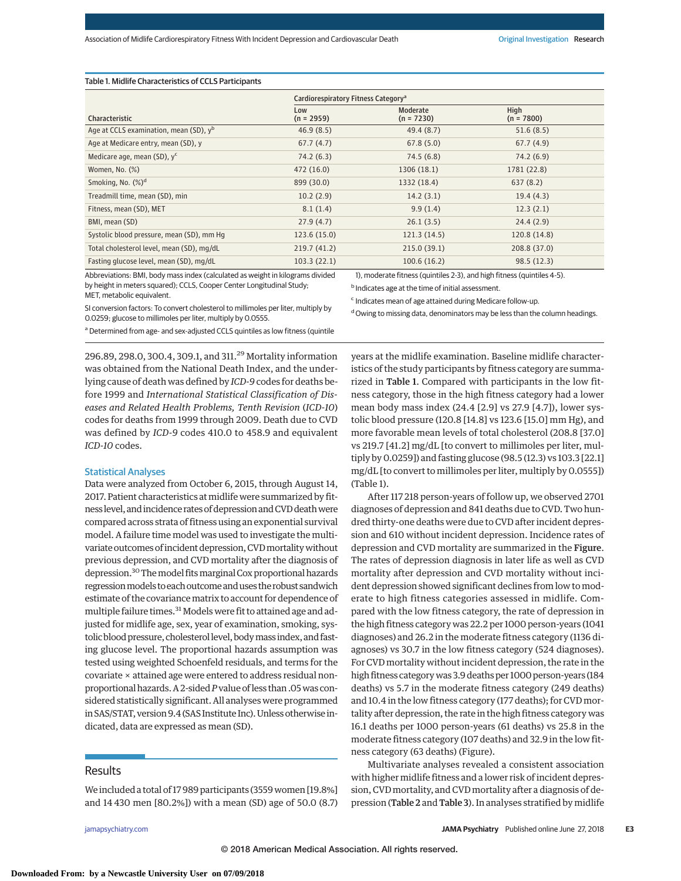Table 1. Midlife Characteristics of CCLS Participants

| Characteristic | Cardiorespiratory Fitness Category[a] | | |
|---|---|---|---|
| | Low (n = 2959) | Moderate (n = 7230) | High (n = 7800) |
| Age at CCLS examination, mean (SD), y[b] | 46.9 (8.5) | 49.4 (8.7) | 51.6 (8.5) |
| Age at Medicare entry, mean (SD), y | 67.7 (4.7) | 67.8 (5.0) | 67.7 (4.9) |
| Medicare age, mean (SD), y[c] | 74.2 (6.3) | 74.5 (6.8) | 74.2 (6.9) |
| Women, No. (%) | 472 (16.0) | 1306 (18.1) | 1781 (22.8) |
| Smoking, No. (%)[d] | 899 (30.0) | 1332 (18.4) | 637 (8.2) |
| Treadmill time, mean (SD), min | 10.2 (2.9) | 14.2 (3.1) | 19.4 (4.3) |
| Fitness, mean (SD), MET | 8.1 (1.4) | 9.9 (1.4) | 12.3 (2.1) |
| BMI, mean (SD) | 27.9 (4.7) | 26.1 (3.5) | 24.4 (2.9) |
| Systolic blood pressure, mean (SD), mm Hg | 123.6 (15.0) | 121.3 (14.5) | 120.8 (14.8) |
| Total cholesterol level, mean (SD), mg/dL | 219.7 (41.2) | 215.0 (39.1) | 208.8 (37.0) |
| Fasting glucose level, mean (SD), mg/dL | 103.3 (22.1) | 100.6 (16.2) | 98.5 (12.3) |

Abbreviations: BMI, body mass index (calculated as weight in kilograms divided by height in meters squared); CCLS, Cooper Center Longitudinal Study; MET, metabolic equivalent.

SI conversion factors: To convert cholesterol to millimoles per liter, multiply by 0.0259; glucose to millimoles per liter, multiply by 0.0555.

[a] Determined from age- and sex-adjusted CCLS quintiles as low fitness (quintile 1), moderate fitness (quintiles 2-3), and high fitness (quintiles 4-5).

[b] Indicates age at the time of initial assessment.

[c] Indicates mean of age attained during Medicare follow-up.

[d] Owing to missing data, denominators may be less than the column headings.

296.89, 298.0, 300.4, 309.1, and 311.[29] Mortality information was obtained from the National Death Index, and the underlying cause of death was defined by *ICD-9* codes for deaths before 1999 and *International Statistical Classification of Diseases and Related Health Problems, Tenth Revision* (*ICD-10*) codes for deaths from 1999 through 2009. Death due to CVD was defined by *ICD-9* codes 410.0 to 458.9 and equivalent *ICD-10* codes.

### Statistical Analyses

Data were analyzed from October 6, 2015, through August 14, 2017. Patient characteristics at midlife were summarized by fitness level, and incidence rates of depression and CVD death were compared across strata of fitness using an exponential survival model. A failure time model was used to investigate the multivariate outcomes of incident depression, CVD mortality without previous depression, and CVD mortality after the diagnosis of depression.[30] The model fits marginal Cox proportional hazards regression models to each outcome and uses the robust sandwich estimate of the covariance matrix to account for dependence of multiple failure times.[31] Models were fit to attained age and adjusted for midlife age, sex, year of examination, smoking, systolic blood pressure, cholesterol level, body mass index, and fasting glucose level. The proportional hazards assumption was tested using weighted Schoenfeld residuals, and terms for the covariate × attained age were entered to address residual nonproportional hazards. A 2-sided *P* value of less than .05 was considered statistically significant. All analyses were programmed in SAS/STAT, version 9.4 (SAS Institute Inc). Unless otherwise indicated, data are expressed as mean (SD).

## Results

We included a total of 17 989 participants (3559 women [19.8%] and 14 430 men [80.2%]) with a mean (SD) age of 50.0 (8.7) years at the midlife examination. Baseline midlife characteristics of the study participants by fitness category are summarized in **Table 1**. Compared with participants in the low fitness category, those in the high fitness category had a lower mean body mass index (24.4 [2.9] vs 27.9 [4.7]), lower systolic blood pressure (120.8 [14.8] vs 123.6 [15.0] mm Hg), and more favorable mean levels of total cholesterol (208.8 [37.0] vs 219.7 [41.2] mg/dL [to convert to millimoles per liter, multiply by 0.0259]) and fasting glucose (98.5 (12.3) vs 103.3 [22.1] mg/dL [to convert to millimoles per liter, multiply by 0.0555]) (Table 1).

After 117 218 person-years of follow up, we observed 2701 diagnoses of depression and 841 deaths due to CVD. Two hundred thirty-one deaths were due to CVD after incident depression and 610 without incident depression. Incidence rates of depression and CVD mortality are summarized in the **Figure**. The rates of depression diagnosis in later life as well as CVD mortality after depression and CVD mortality without incident depression showed significant declines from low to moderate to high fitness categories assessed in midlife. Compared with the low fitness category, the rate of depression in the high fitness category was 22.2 per 1000 person-years (1041 diagnoses) and 26.2 in the moderate fitness category (1136 diagnoses) vs 30.7 in the low fitness category (524 diagnoses). For CVD mortality without incident depression, the rate in the high fitness category was 3.9 deaths per 1000 person-years (184 deaths) vs 5.7 in the moderate fitness category (249 deaths) and 10.4 in the low fitness category (177 deaths); for CVD mortality after depression, the rate in the high fitness category was 16.1 deaths per 1000 person-years (61 deaths) vs 25.8 in the moderate fitness category (107 deaths) and 32.9 in the low fitness category (63 deaths) (Figure).

Multivariate analyses revealed a consistent association with higher midlife fitness and a lower risk of incident depression, CVD mortality, and CVD mortality after a diagnosis of depression (**Table 2** and **Table 3**). In analyses stratified by midlife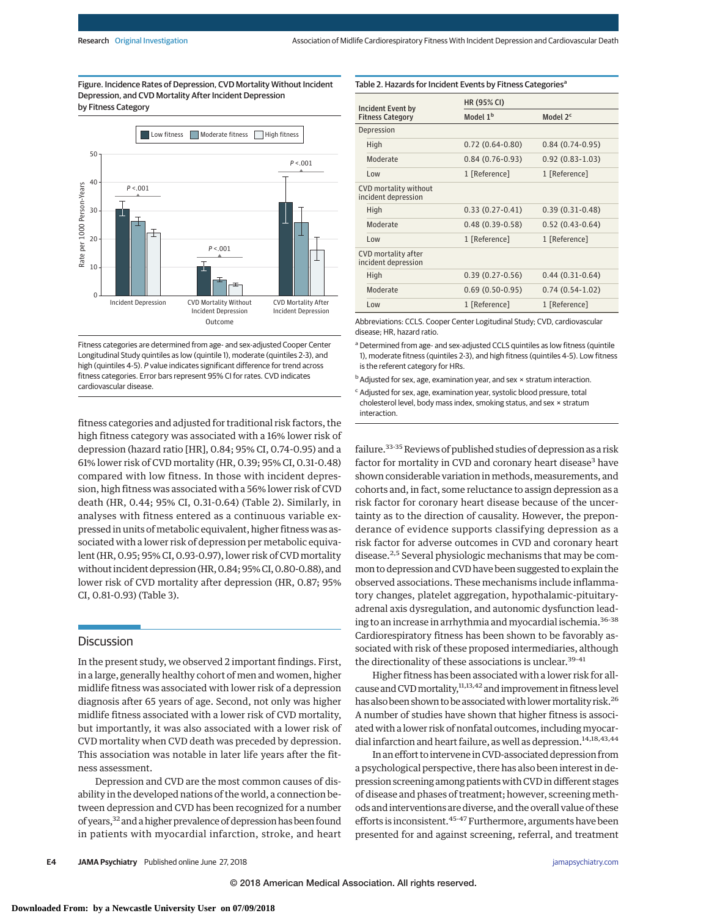**Figure. Incidence Rates of Depression, CVD Mortality Without Incident Depression, and CVD Mortality After Incident Depression by Fitness Category**

Fitness categories are determined from age- and sex-adjusted Cooper Center Longitudinal Study quintiles as low (quintile 1), moderate (quintiles 2-3), and high (quintiles 4-5). *P* value indicates significant difference for trend across fitness categories. Error bars represent 95% CI for rates. CVD indicates cardiovascular disease.

**Table 2. Hazards for Incident Events by Fitness Categories**[a]

| Incident Event by Fitness Category | HR (95% CI) | |
|---|---|---|
| | Model 1[b] | Model 2[c] |
| Depression | | |
| High | 0.72 (0.64-0.80) | 0.84 (0.74-0.95) |
| Moderate | 0.84 (0.76-0.93) | 0.92 (0.83-1.03) |
| Low | 1 [Reference] | 1 [Reference] |
| CVD mortality without incident depression | | |
| High | 0.33 (0.27-0.41) | 0.39 (0.31-0.48) |
| Moderate | 0.48 (0.39-0.58) | 0.52 (0.43-0.64) |
| Low | 1 [Reference] | 1 [Reference] |
| CVD mortality after incident depression | | |
| High | 0.39 (0.27-0.56) | 0.44 (0.31-0.64) |
| Moderate | 0.69 (0.50-0.95) | 0.74 (0.54-1.02) |
| Low | 1 [Reference] | 1 [Reference] |

Abbreviations: CCLS. Cooper Center Logitudinal Study; CVD, cardiovascular disease; HR, hazard ratio.

[a] Determined from age- and sex-adjusted CCLS quintiles as low fitness (quintile 1), moderate fitness (quintiles 2-3), and high fitness (quintiles 4-5). Low fitness is the referent category for HRs.

[b] Adjusted for sex, age, examination year, and sex × stratum interaction.

[c] Adjusted for sex, age, examination year, systolic blood pressure, total cholesterol level, body mass index, smoking status, and sex × stratum interaction.

fitness categories and adjusted for traditional risk factors, the high fitness category was associated with a 16% lower risk of depression (hazard ratio [HR], 0.84; 95% CI, 0.74-0.95) and a 61% lower risk of CVD mortality (HR, 0.39; 95% CI, 0.31-0.48) compared with low fitness. In those with incident depression, high fitness was associated with a 56% lower risk of CVD death (HR, 0.44; 95% CI, 0.31-0.64) (Table 2). Similarly, in analyses with fitness entered as a continuous variable expressed in units of metabolic equivalent, higher fitness was associated with a lower risk of depression per metabolic equivalent (HR, 0.95; 95% CI, 0.93-0.97), lower risk of CVD mortality without incident depression (HR, 0.84; 95% CI, 0.80-0.88), and lower risk of CVD mortality after depression (HR, 0.87; 95% CI, 0.81-0.93) (Table 3).

## Discussion

In the present study, we observed 2 important findings. First, in a large, generally healthy cohort of men and women, higher midlife fitness was associated with lower risk of a depression diagnosis after 65 years of age. Second, not only was higher midlife fitness associated with a lower risk of CVD mortality, but importantly, it was also associated with a lower risk of CVD mortality when CVD death was preceded by depression. This association was notable in later life years after the fitness assessment.

Depression and CVD are the most common causes of disability in the developed nations of the world, a connection between depression and CVD has been recognized for a number of years,[32] and a higher prevalence of depression has been found in patients with myocardial infarction, stroke, and heart failure.[33-35] Reviews of published studies of depression as a risk factor for mortality in CVD and coronary heart disease[3] have shown considerable variation in methods, measurements, and cohorts and, in fact, some reluctance to assign depression as a risk factor for coronary heart disease because of the uncertainty as to the direction of causality. However, the preponderance of evidence supports classifying depression as a risk factor for adverse outcomes in CVD and coronary heart disease.[2,5] Several physiologic mechanisms that may be common to depression and CVD have been suggested to explain the observed associations. These mechanisms include inflammatory changes, platelet aggregation, hypothalamic-pituitary-adrenal axis dysregulation, and autonomic dysfunction leading to an increase in arrhythmia and myocardial ischemia.[36-38] Cardiorespiratory fitness has been shown to be favorably associated with risk of these proposed intermediaries, although the directionality of these associations is unclear.[39-41]

Higher fitness has been associated with a lower risk for all-cause and CVD mortality,[11,13,42] and improvement in fitness level has also been shown to be associated with lower mortality risk.[26] A number of studies have shown that higher fitness is associated with a lower risk of nonfatal outcomes, including myocardial infarction and heart failure, as well as depression.[14,18,43,44]

In an effort to intervene in CVD-associated depression from a psychological perspective, there has also been interest in depression screening among patients with CVD in different stages of disease and phases of treatment; however, screening methods and interventions are diverse, and the overall value of these efforts is inconsistent.[45-47] Furthermore, arguments have been presented for and against screening, referral, and treatment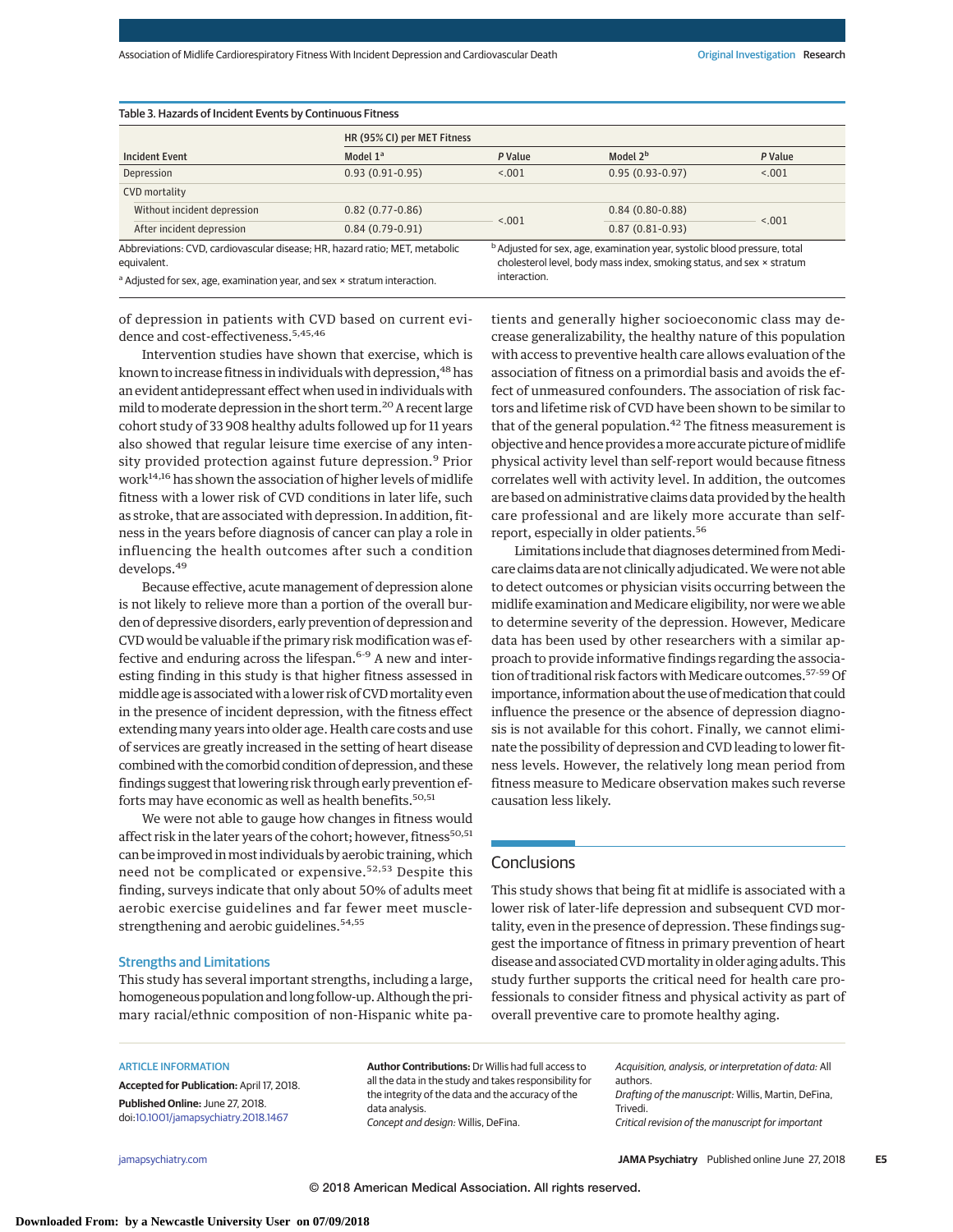Table 3. Hazards of Incident Events by Continuous Fitness

| Incident Event | HR (95% CI) per MET Fitness | | | |
|---|---|---|---|---|
| | Model 1[a] | *P* Value | Model 2[b] | *P* Value |
| Depression | 0.93 (0.91-0.95) | <.001 | 0.95 (0.93-0.97) | <.001 |
| CVD mortality | | | | |
| Without incident depression | 0.82 (0.77-0.86) | <.001 | 0.84 (0.80-0.88) | <.001 |
| After incident depression | 0.84 (0.79-0.91) | | 0.87 (0.81-0.93) | |

Abbreviations: CVD, cardiovascular disease; HR, hazard ratio; MET, metabolic equivalent.

[a] Adjusted for sex, age, examination year, and sex × stratum interaction.

[b] Adjusted for sex, age, examination year, systolic blood pressure, total cholesterol level, body mass index, smoking status, and sex × stratum interaction.

of depression in patients with CVD based on current evidence and cost-effectiveness.[5,45,46]

Intervention studies have shown that exercise, which is known to increase fitness in individuals with depression,[48] has an evident antidepressant effect when used in individuals with mild to moderate depression in the short term.[20] A recent large cohort study of 33 908 healthy adults followed up for 11 years also showed that regular leisure time exercise of any intensity provided protection against future depression.[9] Prior work[14,16] has shown the association of higher levels of midlife fitness with a lower risk of CVD conditions in later life, such as stroke, that are associated with depression. In addition, fitness in the years before diagnosis of cancer can play a role in influencing the health outcomes after such a condition develops.[49]

Because effective, acute management of depression alone is not likely to relieve more than a portion of the overall burden of depressive disorders, early prevention of depression and CVD would be valuable if the primary risk modification was effective and enduring across the lifespan.[6-9] A new and interesting finding in this study is that higher fitness assessed in middle age is associated with a lower risk of CVD mortality even in the presence of incident depression, with the fitness effect extending many years into older age. Health care costs and use of services are greatly increased in the setting of heart disease combined with the comorbid condition of depression, and these findings suggest that lowering risk through early prevention efforts may have economic as well as health benefits.[50,51]

We were not able to gauge how changes in fitness would affect risk in the later years of the cohort; however, fitness[50,51] can be improved in most individuals by aerobic training, which need not be complicated or expensive.[52,53] Despite this finding, surveys indicate that only about 50% of adults meet aerobic exercise guidelines and far fewer meet muscle-strengthening and aerobic guidelines.[54,55]

### Strengths and Limitations

This study has several important strengths, including a large, homogeneous population and long follow-up. Although the primary racial/ethnic composition of non-Hispanic white patients and generally higher socioeconomic class may decrease generalizability, the healthy nature of this population with access to preventive health care allows evaluation of the association of fitness on a primordial basis and avoids the effect of unmeasured confounders. The association of risk factors and lifetime risk of CVD have been shown to be similar to that of the general population.[42] The fitness measurement is objective and hence provides a more accurate picture of midlife physical activity level than self-report would because fitness correlates well with activity level. In addition, the outcomes are based on administrative claims data provided by the health care professional and are likely more accurate than self-report, especially in older patients.[56]

Limitations include that diagnoses determined from Medicare claims data are not clinically adjudicated. We were not able to detect outcomes or physician visits occurring between the midlife examination and Medicare eligibility, nor were we able to determine severity of the depression. However, Medicare data has been used by other researchers with a similar approach to provide informative findings regarding the association of traditional risk factors with Medicare outcomes.[57-59] Of importance, information about the use of medication that could influence the presence or the absence of depression diagnosis is not available for this cohort. Finally, we cannot eliminate the possibility of depression and CVD leading to lower fitness levels. However, the relatively long mean period from fitness measure to Medicare observation makes such reverse causation less likely.

## Conclusions

This study shows that being fit at midlife is associated with a lower risk of later-life depression and subsequent CVD mortality, even in the presence of depression. These findings suggest the importance of fitness in primary prevention of heart disease and associated CVD mortality in older aging adults. This study further supports the critical need for health care professionals to consider fitness and physical activity as part of overall preventive care to promote healthy aging.

ARTICLE INFORMATION

**Accepted for Publication:** April 17, 2018.

**Published Online:** June 27, 2018. doi:10.1001/jamapsychiatry.2018.1467

**Author Contributions:** Dr Willis had full access to all the data in the study and takes responsibility for the integrity of the data and the accuracy of the data analysis.

*Concept and design:* Willis, DeFina.

*Acquisition, analysis, or interpretation of data:* All authors.

*Drafting of the manuscript:* Willis, Martin, DeFina, Trivedi.

*Critical revision of the manuscript for important*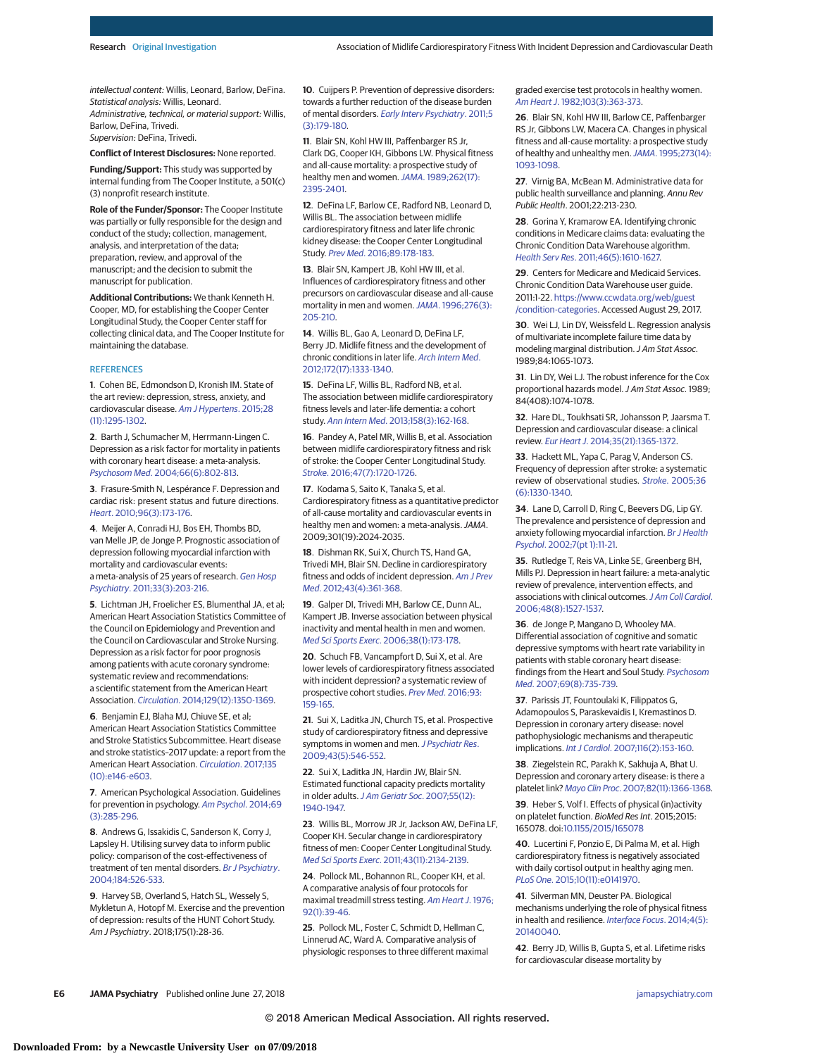*intellectual content:* Willis, Leonard, Barlow, DeFina.
*Statistical analysis:* Willis, Leonard.
*Administrative, technical, or material support:* Willis, Barlow, DeFina, Trivedi.
*Supervision:* DeFina, Trivedi.

**Conflict of Interest Disclosures:** None reported.

**Funding/Support:** This study was supported by internal funding from The Cooper Institute, a 501(c)(3) nonprofit research institute.

**Role of the Funder/Sponsor:** The Cooper Institute was partially or fully responsible for the design and conduct of the study; collection, management, analysis, and interpretation of the data; preparation, review, and approval of the manuscript; and the decision to submit the manuscript for publication.

**Additional Contributions:** We thank Kenneth H. Cooper, MD, for establishing the Cooper Center Longitudinal Study, the Cooper Center staff for collecting clinical data, and The Cooper Institute for maintaining the database.

## REFERENCES

1. Cohen BE, Edmondson D, Kronish IM. State of the art review: depression, stress, anxiety, and cardiovascular disease. *Am J Hypertens*. 2015;28(11):1295-1302.

2. Barth J, Schumacher M, Herrmann-Lingen C. Depression as a risk factor for mortality in patients with coronary heart disease: a meta-analysis. *Psychosom Med*. 2004;66(6):802-813.

3. Frasure-Smith N, Lespérance F. Depression and cardiac risk: present status and future directions. *Heart*. 2010;96(3):173-176.

4. Meijer A, Conradi HJ, Bos EH, Thombs BD, van Melle JP, de Jonge P. Prognostic association of depression following myocardial infarction with mortality and cardiovascular events: a meta-analysis of 25 years of research. *Gen Hosp Psychiatry*. 2011;33(3):203-216.

5. Lichtman JH, Froelicher ES, Blumenthal JA, et al; American Heart Association Statistics Committee of the Council on Epidemiology and Prevention and the Council on Cardiovascular and Stroke Nursing. Depression as a risk factor for poor prognosis among patients with acute coronary syndrome: systematic review and recommendations: a scientific statement from the American Heart Association. *Circulation*. 2014;129(12):1350-1369.

6. Benjamin EJ, Blaha MJ, Chiuve SE, et al; American Heart Association Statistics Committee and Stroke Statistics Subcommittee. Heart disease and stroke statistics–2017 update: a report from the American Heart Association. *Circulation*. 2017;135(10):e146-e603.

7. American Psychological Association. Guidelines for prevention in psychology. *Am Psychol*. 2014;69(3):285-296.

8. Andrews G, Issakidis C, Sanderson K, Corry J, Lapsley H. Utilising survey data to inform public policy: comparison of the cost-effectiveness of treatment of ten mental disorders. *Br J Psychiatry*. 2004;184:526-533.

9. Harvey SB, Overland S, Hatch SL, Wessely S, Mykletun A, Hotopf M. Exercise and the prevention of depression: results of the HUNT Cohort Study. *Am J Psychiatry*. 2018;175(1):28-36.

10. Cuijpers P. Prevention of depressive disorders: towards a further reduction of the disease burden of mental disorders. *Early Interv Psychiatry*. 2011;5(3):179-180.

11. Blair SN, Kohl HW III, Paffenbarger RS Jr, Clark DG, Cooper KH, Gibbons LW. Physical fitness and all-cause mortality: a prospective study of healthy men and women. *JAMA*. 1989;262(17):2395-2401.

12. DeFina LF, Barlow CE, Radford NB, Leonard D, Willis BL. The association between midlife cardiorespiratory fitness and later life chronic kidney disease: the Cooper Center Longitudinal Study. *Prev Med*. 2016;89:178-183.

13. Blair SN, Kampert JB, Kohl HW III, et al. Influences of cardiorespiratory fitness and other precursors on cardiovascular disease and all-cause mortality in men and women. *JAMA*. 1996;276(3):205-210.

14. Willis BL, Gao A, Leonard D, DeFina LF, Berry JD. Midlife fitness and the development of chronic conditions in later life. *Arch Intern Med*. 2012;172(17):1333-1340.

15. DeFina LF, Willis BL, Radford NB, et al. The association between midlife cardiorespiratory fitness levels and later-life dementia: a cohort study. *Ann Intern Med*. 2013;158(3):162-168.

16. Pandey A, Patel MR, Willis B, et al. Association between midlife cardiorespiratory fitness and risk of stroke: the Cooper Center Longitudinal Study. *Stroke*. 2016;47(7):1720-1726.

17. Kodama S, Saito K, Tanaka S, et al. Cardiorespiratory fitness as a quantitative predictor of all-cause mortality and cardiovascular events in healthy men and women: a meta-analysis. *JAMA*. 2009;301(19):2024-2035.

18. Dishman RK, Sui X, Church TS, Hand GA, Trivedi MH, Blair SN. Decline in cardiorespiratory fitness and odds of incident depression. *Am J Prev Med*. 2012;43(4):361-368.

19. Galper DI, Trivedi MH, Barlow CE, Dunn AL, Kampert JB. Inverse association between physical inactivity and mental health in men and women. *Med Sci Sports Exerc*. 2006;38(1):173-178.

20. Schuch FB, Vancampfort D, Sui X, et al. Are lower levels of cardiorespiratory fitness associated with incident depression? a systematic review of prospective cohort studies. *Prev Med*. 2016;93:159-165.

21. Sui X, Laditka JN, Church TS, et al. Prospective study of cardiorespiratory fitness and depressive symptoms in women and men. *J Psychiatr Res*. 2009;43(5):546-552.

22. Sui X, Laditka JN, Hardin JW, Blair SN. Estimated functional capacity predicts mortality in older adults. *J Am Geriatr Soc*. 2007;55(12):1940-1947.

23. Willis BL, Morrow JR Jr, Jackson AW, DeFina LF, Cooper KH. Secular change in cardiorespiratory fitness of men: Cooper Center Longitudinal Study. *Med Sci Sports Exerc*. 2011;43(11):2134-2139.

24. Pollock ML, Bohannon RL, Cooper KH, et al. A comparative analysis of four protocols for maximal treadmill stress testing. *Am Heart J*. 1976;92(1):39-46.

25. Pollock ML, Foster C, Schmidt D, Hellman C, Linnerud AC, Ward A. Comparative analysis of physiologic responses to three different maximal graded exercise test protocols in healthy women. *Am Heart J*. 1982;103(3):363-373.

26. Blair SN, Kohl HW III, Barlow CE, Paffenbarger RS Jr, Gibbons LW, Macera CA. Changes in physical fitness and all-cause mortality: a prospective study of healthy and unhealthy men. *JAMA*. 1995;273(14):1093-1098.

27. Virnig BA, McBean M. Administrative data for public health surveillance and planning. *Annu Rev Public Health*. 2001;22:213-230.

28. Gorina Y, Kramarow EA. Identifying chronic conditions in Medicare claims data: evaluating the Chronic Condition Data Warehouse algorithm. *Health Serv Res*. 2011;46(5):1610-1627.

29. Centers for Medicare and Medicaid Services. Chronic Condition Data Warehouse user guide. 2011:1-22. https://www.ccwdata.org/web/guest/condition-categories. Accessed August 29, 2017.

30. Wei LJ, Lin DY, Weissfeld L. Regression analysis of multivariate incomplete failure time data by modeling marginal distribution. *J Am Stat Assoc*. 1989;84:1065-1073.

31. Lin DY, Wei LJ. The robust inference for the Cox proportional hazards model. *J Am Stat Assoc*. 1989;84(408):1074-1078.

32. Hare DL, Toukhsati SR, Johansson P, Jaarsma T. Depression and cardiovascular disease: a clinical review. *Eur Heart J*. 2014;35(21):1365-1372.

33. Hackett ML, Yapa C, Parag V, Anderson CS. Frequency of depression after stroke: a systematic review of observational studies. *Stroke*. 2005;36(6):1330-1340.

34. Lane D, Carroll D, Ring C, Beevers DG, Lip GY. The prevalence and persistence of depression and anxiety following myocardial infarction. *Br J Health Psychol*. 2002;7(pt 1):11-21.

35. Rutledge T, Reis VA, Linke SE, Greenberg BH, Mills PJ. Depression in heart failure: a meta-analytic review of prevalence, intervention effects, and associations with clinical outcomes. *J Am Coll Cardiol*. 2006;48(8):1527-1537.

36. de Jonge P, Mangano D, Whooley MA. Differential association of cognitive and somatic depressive symptoms with heart rate variability in patients with stable coronary heart disease: findings from the Heart and Soul Study. *Psychosom Med*. 2007;69(8):735-739.

37. Parissis JT, Fountoulaki K, Filippatos G, Adamopoulos S, Paraskevaidis I, Kremastinos D. Depression in coronary artery disease: novel pathophysiologic mechanisms and therapeutic implications. *Int J Cardiol*. 2007;116(2):153-160.

38. Ziegelstein RC, Parakh K, Sakhuja A, Bhat U. Depression and coronary artery disease: is there a platelet link? *Mayo Clin Proc*. 2007;82(11):1366-1368.

39. Heber S, Volf I. Effects of physical (in)activity on platelet function. *BioMed Res Int*. 2015;2015:165078. doi:10.1155/2015/165078

40. Lucertini F, Ponzio E, Di Palma M, et al. High cardiorespiratory fitness is negatively associated with daily cortisol output in healthy aging men. *PLoS One*. 2015;10(11):e0141970.

41. Silverman MN, Deuster PA. Biological mechanisms underlying the role of physical fitness in health and resilience. *Interface Focus*. 2014;4(5):20140040.

42. Berry JD, Willis B, Gupta S, et al. Lifetime risks for cardiovascular disease mortality by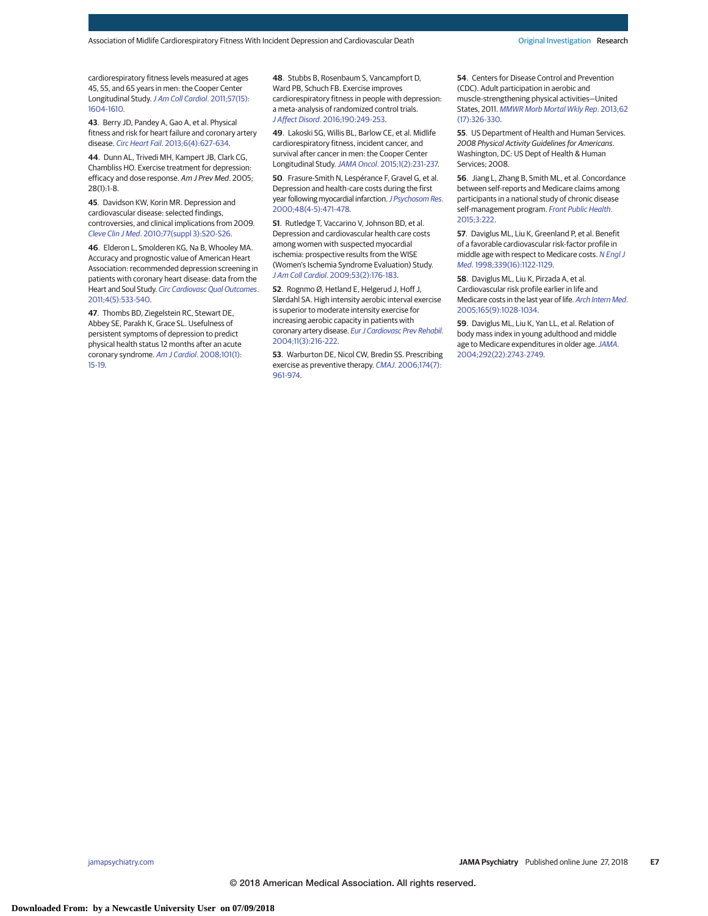cardiorespiratory fitness levels measured at ages 45, 55, and 65 years in men: the Cooper Center Longitudinal Study. *J Am Coll Cardiol*. 2011;57(15):1604-1610.

**43**. Berry JD, Pandey A, Gao A, et al. Physical fitness and risk for heart failure and coronary artery disease. *Circ Heart Fail*. 2013;6(4):627-634.

**44**. Dunn AL, Trivedi MH, Kampert JB, Clark CG, Chambliss HO. Exercise treatment for depression: efficacy and dose response. *Am J Prev Med*. 2005;28(1):1-8.

**45**. Davidson KW, Korin MR. Depression and cardiovascular disease: selected findings, controversies, and clinical implications from 2009. *Cleve Clin J Med*. 2010;77(suppl 3):S20-S26.

**46**. Elderon L, Smolderen KG, Na B, Whooley MA. Accuracy and prognostic value of American Heart Association: recommended depression screening in patients with coronary heart disease: data from the Heart and Soul Study. *Circ Cardiovasc Qual Outcomes*. 2011;4(5):533-540.

**47**. Thombs BD, Ziegelstein RC, Stewart DE, Abbey SE, Parakh K, Grace SL. Usefulness of persistent symptoms of depression to predict physical health status 12 months after an acute coronary syndrome. *Am J Cardiol*. 2008;101(1):15-19.

**48**. Stubbs B, Rosenbaum S, Vancampfort D, Ward PB, Schuch FB. Exercise improves cardiorespiratory fitness in people with depression: a meta-analysis of randomized control trials. *J Affect Disord*. 2016;190:249-253.

**49**. Lakoski SG, Willis BL, Barlow CE, et al. Midlife cardiorespiratory fitness, incident cancer, and survival after cancer in men: the Cooper Center Longitudinal Study. *JAMA Oncol*. 2015;1(2):231-237.

**50**. Frasure-Smith N, Lespérance F, Gravel G, et al. Depression and health-care costs during the first year following myocardial infarction. *J Psychosom Res*. 2000;48(4-5):471-478.

**51**. Rutledge T, Vaccarino V, Johnson BD, et al. Depression and cardiovascular health care costs among women with suspected myocardial ischemia: prospective results from the WISE (Women's Ischemia Syndrome Evaluation) Study. *J Am Coll Cardiol*. 2009;53(2):176-183.

**52**. Rognmo Ø, Hetland E, Helgerud J, Hoff J, Slørdahl SA. High intensity aerobic interval exercise is superior to moderate intensity exercise for increasing aerobic capacity in patients with coronary artery disease. *Eur J Cardiovasc Prev Rehabil*. 2004;11(3):216-222.

**53**. Warburton DE, Nicol CW, Bredin SS. Prescribing exercise as preventive therapy. *CMAJ*. 2006;174(7):961-974.

**54**. Centers for Disease Control and Prevention (CDC). Adult participation in aerobic and muscle-strengthening physical activities—United States, 2011. *MMWR Morb Mortal Wkly Rep*. 2013;62(17):326-330.

**55**. US Department of Health and Human Services. *2008 Physical Activity Guidelines for Americans*. Washington, DC: US Dept of Health & Human Services; 2008.

**56**. Jiang L, Zhang B, Smith ML, et al. Concordance between self-reports and Medicare claims among participants in a national study of chronic disease self-management program. *Front Public Health*. 2015;3:222.

**57**. Daviglus ML, Liu K, Greenland P, et al. Benefit of a favorable cardiovascular risk-factor profile in middle age with respect to Medicare costs. *N Engl J Med*. 1998;339(16):1122-1129.

**58**. Daviglus ML, Liu K, Pirzada A, et al. Cardiovascular risk profile earlier in life and Medicare costs in the last year of life. *Arch Intern Med*. 2005;165(9):1028-1034.

**59**. Daviglus ML, Liu K, Yan LL, et al. Relation of body mass index in young adulthood and middle age to Medicare expenditures in older age. *JAMA*. 2004;292(22):2743-2749.